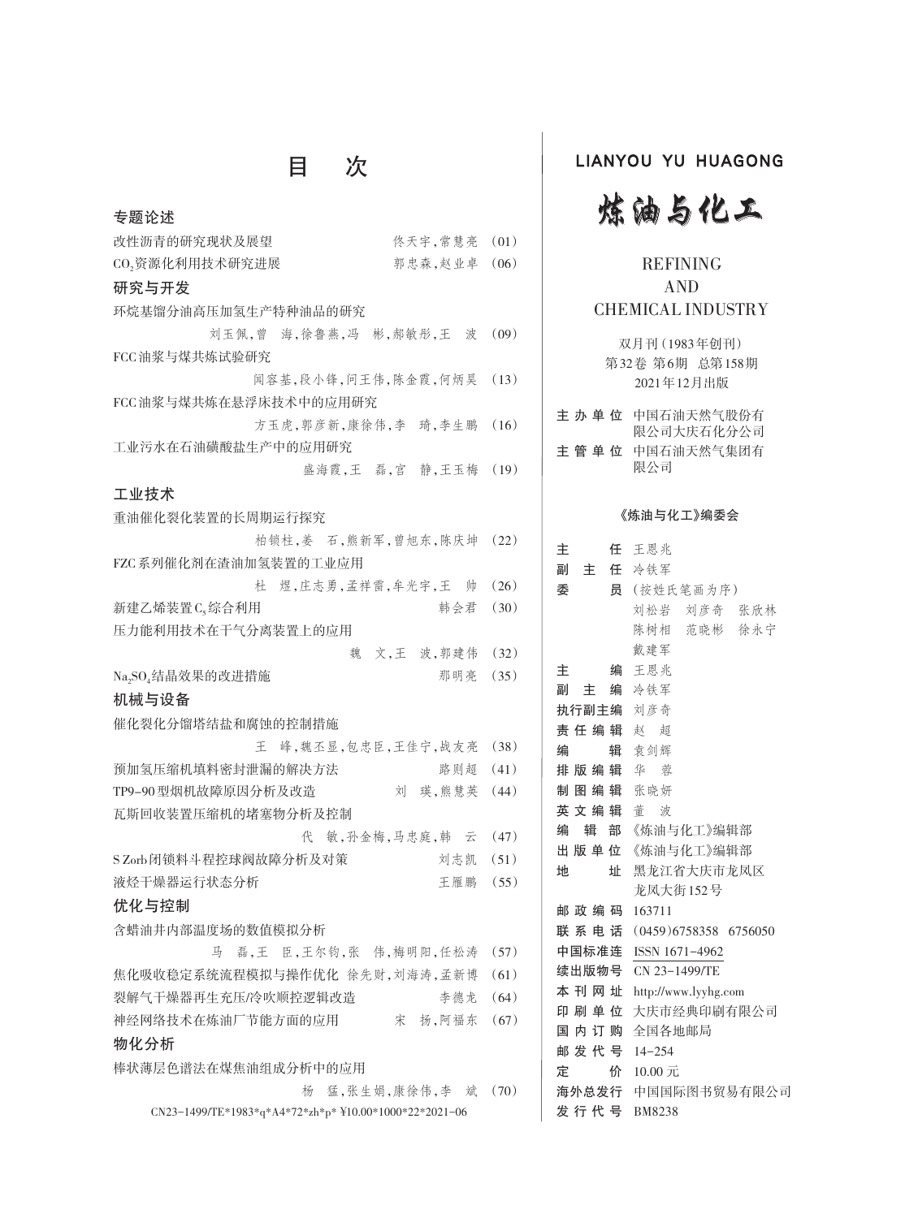# 目　次

## 专题论述

改性沥青的研究现状及展望　佟天宇，常慧亮　（01）

$CO_2$资源化利用技术研究进展　郭忠森，赵业卓　（06）

## 研究与开发

环烷基馏分油高压加氢生产特种油品的研究
刘玉佩，曾　海，徐鲁燕，冯　彬，郝敏彤，王　波　（09）

FCC油浆与煤共炼试验研究
闻容基，段小锋，闫王伟，陈金霞，何炳昊　（13）

FCC油浆与煤共炼在悬浮床技术中的应用研究
方玉虎，郭彦新，康徐伟，李　琦，李生鹏　（16）

工业污水在石油磺酸盐生产中的应用研究
盛海霞，王　磊，官　静，王玉梅　（19）

## 工业技术

重油催化裂化装置的长周期运行探究
柏锁柱，姜　石，熊新军，曾旭东，陈庆坤　（22）

FZC系列催化剂在渣油加氢装置的工业应用
杜　煜，庄志勇，孟祥雷，牟光宇，王　帅　（26）

新建乙烯装置$C_5$综合利用　韩会君　（30）

压力能利用技术在干气分离装置上的应用
魏　文，王　波，郭建伟　（32）

$Na_2SO_4$结晶效果的改进措施　那明亮　（35）

## 机械与设备

催化裂化分馏塔结盐和腐蚀的控制措施
王　峰，魏丕显，包忠臣，王佳宁，战友亮　（38）

预加氢压缩机填料密封泄漏的解决方法　路则超　（41）

TP9-90型烟机故障原因分析及改造　刘　瑛，熊慧英　（44）

瓦斯回收装置压缩机的堵塞物分析及控制
代　敏，孙金梅，马忠庭，韩　云　（47）

S Zorb闭锁料斗程控球阀故障分析及对策　刘志凯　（51）

液烃干燥器运行状态分析　王雁鹏　（55）

## 优化与控制

含蜡油井内部温度场的数值模拟分析
马　磊，王　臣，王尔钧，张　伟，梅明阳，任松涛　（57）

焦化吸收稳定系统流程模拟与操作优化　徐先财，刘海涛，孟新博　（61）

裂解气干燥器再生充压/冷吹顺控逻辑改造　李德龙　（64）

神经网络技术在炼油厂节能方面的应用　宋　扬，阿福东　（67）

## 物化分析

棒状薄层色谱法在煤焦油组成分析中的应用
杨　猛，张生娟，康徐伟，李　斌　（70）

CN23-1499/TE*1983*q*A4*72*zh*p* ¥10.00*1000*22*2021-06

---

LIANYOU YU HUAGONG

# 炼油与化工

REFINING AND CHEMICAL INDUSTRY

双月刊（1983年创刊）
第32卷 第6期　总第158期
2021年12月出版

主办单位　中国石油天然气股份有限公司大庆石化分公司
主管单位　中国石油天然气集团有限公司

**《炼油与化工》编委会**

主　　任　王恩兆
副 主 任　冷铁军
委　　员　（按姓氏笔画为序）
刘松岩　刘彦奇　张欣林
陈树相　范晓彬　徐永宁
戴建军

主　　编　王恩兆
副 主 编　冷铁军
执行副主编　刘彦奇
责任编辑　赵　超
编　　辑　袁剑辉
排版编辑　华　蓉
制图编辑　张晓妍
英文编辑　董　波
编 辑 部　《炼油与化工》编辑部
出版单位　《炼油与化工》编辑部
地　　址　黑龙江省大庆市龙凤区龙凤大街152号
邮政编码　163711
联系电话　（0459）6758358　6756050
中国标准连　ISSN 1671-4962
续出版物号　CN 23-1499/TE
本刊网址　http://www.lyyhg.com
印刷单位　大庆市经典印刷有限公司
国内订购　全国各地邮局
邮发代号　14-254
定　　价　10.00元
海外总发行　中国国际图书贸易有限公司
发行代号　BM8238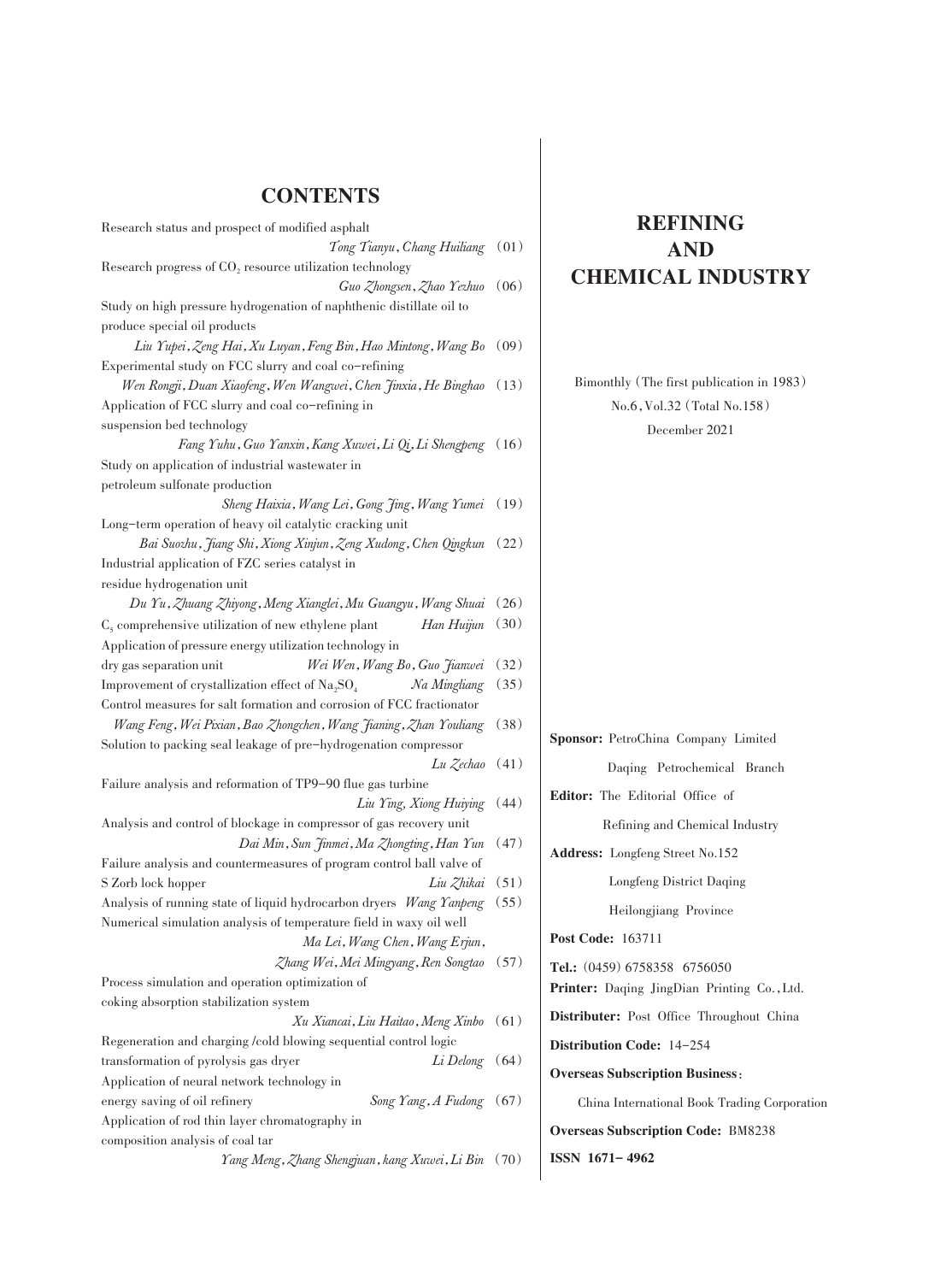## CONTENTS

Research status and prospect of modified asphalt
*Tong Tianyu, Chang Huiliang* (01)

Research progress of $CO_2$ resource utilization technology
*Guo Zhongsen, Zhao Yezhuo* (06)

Study on high pressure hydrogenation of naphthenic distillate oil to produce special oil products
*Liu Yupei, Zeng Hai, Xu Luyan, Feng Bin, Hao Mintong, Wang Bo* (09)

Experimental study on FCC slurry and coal co-refining
*Wen Rongji, Duan Xiaofeng, Wen Wangwei, Chen Jinxia, He Binghao* (13)

Application of FCC slurry and coal co-refining in suspension bed technology
*Fang Yuhu, Guo Yanxin, Kang Xuwei, Li Qi, Li Shengpeng* (16)

Study on application of industrial wastewater in petroleum sulfonate production
*Sheng Haixia, Wang Lei, Gong Jing, Wang Yumei* (19)

Long-term operation of heavy oil catalytic cracking unit
*Bai Suozhu, Jiang Shi, Xiong Xinjun, Zeng Xudong, Chen Qingkun* (22)

Industrial application of FZC series catalyst in residue hydrogenation unit
*Du Yu, Zhuang Zhiyong, Meng Xianglei, Mu Guangyu, Wang Shuai* (26)

$C_5$ comprehensive utilization of new ethylene plant *Han Huijun* (30)

Application of pressure energy utilization technology in dry gas separation unit *Wei Wen, Wang Bo, Guo Jianwei* (32)

Improvement of crystallization effect of $Na_2SO_4$ *Na Mingliang* (35)

Control measures for salt formation and corrosion of FCC fractionator
*Wang Feng, Wei Pixian, Bao Zhongchen, Wang Jianing, Zhan Youliang* (38)

Solution to packing seal leakage of pre-hydrogenation compressor
*Lu Zechao* (41)

Failure analysis and reformation of TP9-90 flue gas turbine
*Liu Ying, Xiong Huiying* (44)

Analysis and control of blockage in compressor of gas recovery unit
*Dai Min, Sun Jinmei, Ma Zhongting, Han Yun* (47)

Failure analysis and countermeasures of program control ball valve of S Zorb lock hopper *Liu Zhikai* (51)

Analysis of running state of liquid hydrocarbon dryers *Wang Yanpeng* (55)

Numerical simulation analysis of temperature field in waxy oil well
*Ma Lei, Wang Chen, Wang Erjun, Zhang Wei, Mei Mingyang, Ren Songtao* (57)

Process simulation and operation optimization of coking absorption stabilization system
*Xu Xiancai, Liu Haitao, Meng Xinbo* (61)

Regeneration and charging /cold blowing sequential control logic transformation of pyrolysis gas dryer *Li Delong* (64)

Application of neural network technology in energy saving of oil refinery *Song Yang, A Fudong* (67)

Application of rod thin layer chromatography in composition analysis of coal tar
*Yang Meng, Zhang Shengjuan, kang Xuwei, Li Bin* (70)

# REFINING AND CHEMICAL INDUSTRY

Bimonthly (The first publication in 1983)

No.6, Vol.32 (Total No.158)

December 2021

**Sponsor:** PetroChina Company Limited Daqing Petrochemical Branch

**Editor:** The Editorial Office of Refining and Chemical Industry

**Address:** Longfeng Street No.152 Longfeng District Daqing Heilongjiang Province

**Post Code:** 163711

**Tel.:** (0459) 6758358 6756050

**Printer:** Daqing JingDian Printing Co., Ltd.

**Distributer:** Post Office Throughout China

**Distribution Code:** 14-254

**Overseas Subscription Business:**

China International Book Trading Corporation

**Overseas Subscription Code:** BM8238

**ISSN 1671- 4962**